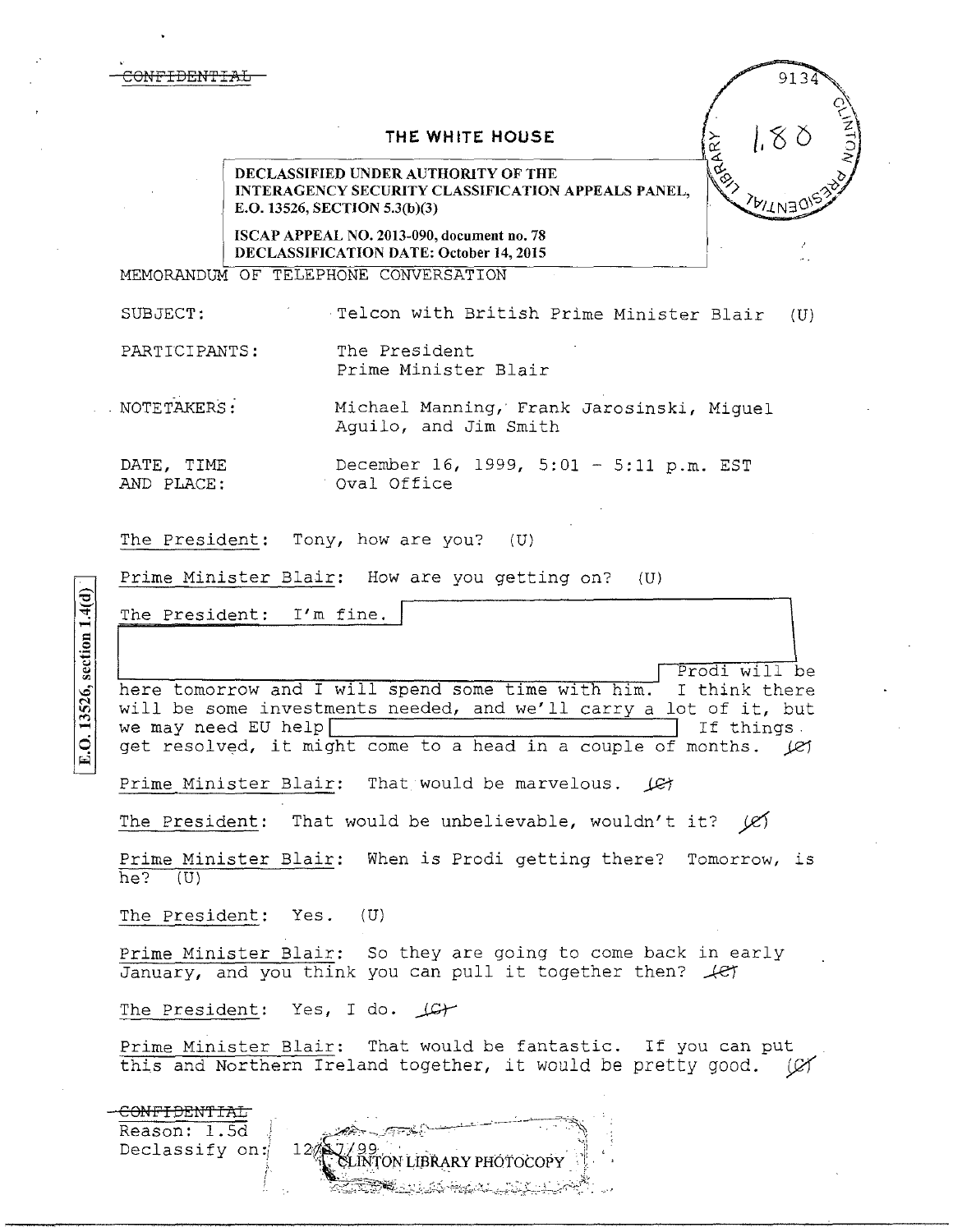~~CONFIDENTIAL~~

9134

1.80

## THE WHITE HOUSE

DECLASSIFIED UNDER AUTHORITY OF THE INTERAGENCY SECURITY CLASSIFICATION APPEALS PANEL, E.O. 13526, SECTION 5.3(b)(3)

ISCAP APPEAL NO. 2013-090, document no. 78
DECLASSIFICATION DATE: October 14, 2015

MEMORANDUM OF TELEPHONE CONVERSATION

SUBJECT: Telcon with British Prime Minister Blair (U)

PARTICIPANTS: The President
Prime Minister Blair

NOTETAKERS: Michael Manning, Frank Jarosinski, Miguel Aguilo, and Jim Smith

DATE, TIME AND PLACE: December 16, 1999, 5:01 - 5:11 p.m. EST
Oval Office

E.O. 13526, section 1.4(d)

The President: Tony, how are you? (U)

Prime Minister Blair: How are you getting on? (U)

The President: I'm fine. [REDACTED] Prodi will be here tomorrow and I will spend some time with him. I think there will be some investments needed, and we'll carry a lot of it, but we may need EU help [REDACTED] If things get resolved, it might come to a head in a couple of months. ~~(C)~~

Prime Minister Blair: That would be marvelous. ~~(C)~~

The President: That would be unbelievable, wouldn't it? ~~(C)~~

Prime Minister Blair: When is Prodi getting there? Tomorrow, is he? (U)

The President: Yes. (U)

Prime Minister Blair: So they are going to come back in early January, and you think you can pull it together then? ~~(C)~~

The President: Yes, I do. ~~(C)~~

Prime Minister Blair: That would be fantastic. If you can put this and Northern Ireland together, it would be pretty good. ~~(C)~~

~~CONFIDENTIAL~~
Reason: 1.5d
Declassify on: 12/17/99

CLINTON LIBRARY PHOTOCOPY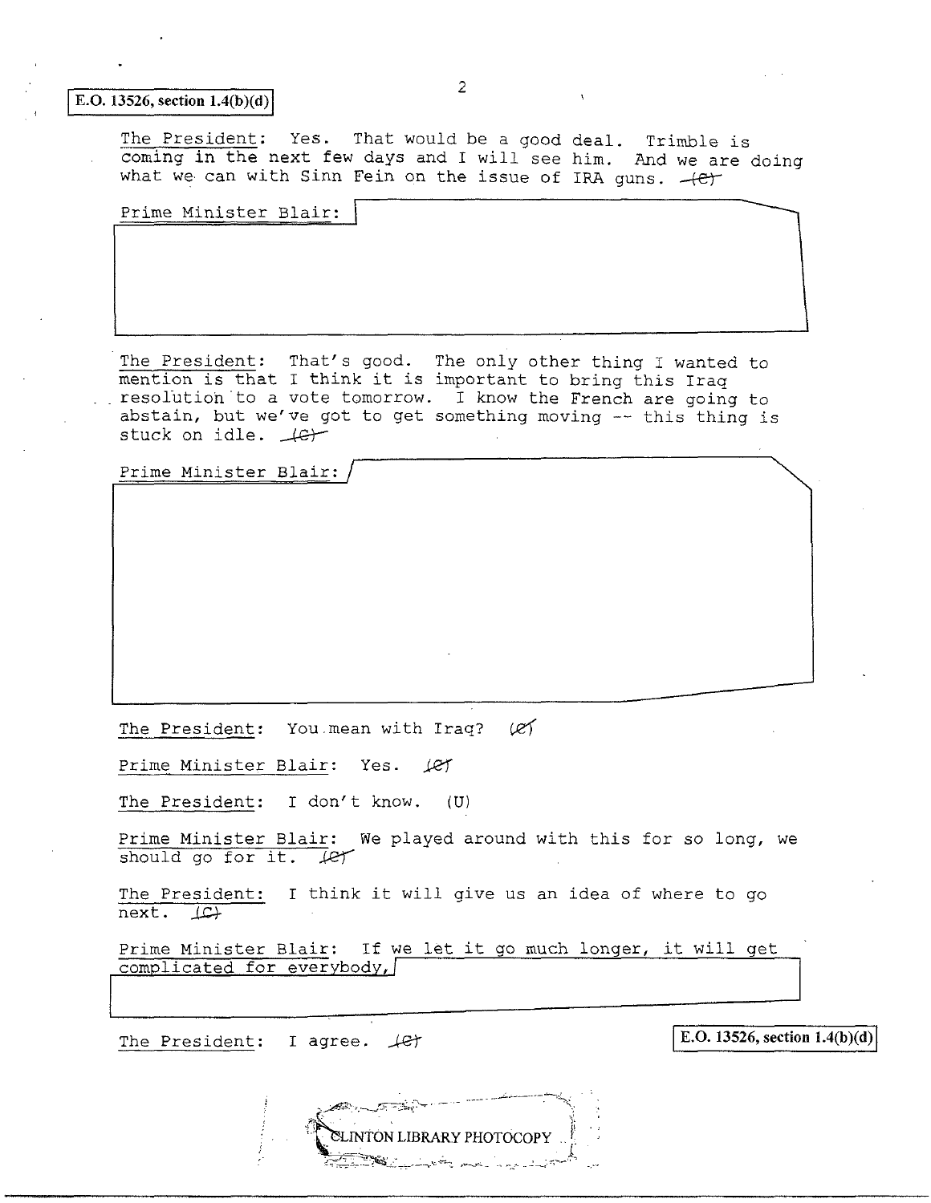E.O. 13526, section 1.4(b)(d)

The President: Yes. That would be a good deal. Trimble is coming in the next few days and I will see him. And we are doing what we can with Sinn Fein on the issue of IRA guns. (C)

Prime Minister Blair:

The President: That's good. The only other thing I wanted to mention is that I think it is important to bring this Iraq resolution to a vote tomorrow. I know the French are going to abstain, but we've got to get something moving -- this thing is stuck on idle. (C)

Prime Minister Blair:

The President: You mean with Iraq? (C)

Prime Minister Blair: Yes. (C)

The President: I don't know. (U)

Prime Minister Blair: We played around with this for so long, we should go for it. (C)

The President: I think it will give us an idea of where to go next. (C)

Prime Minister Blair: If we let it go much longer, it will get complicated for everybody,

The President: I agree. (C)

E.O. 13526, section 1.4(b)(d)

CLINTON LIBRARY PHOTOCOPY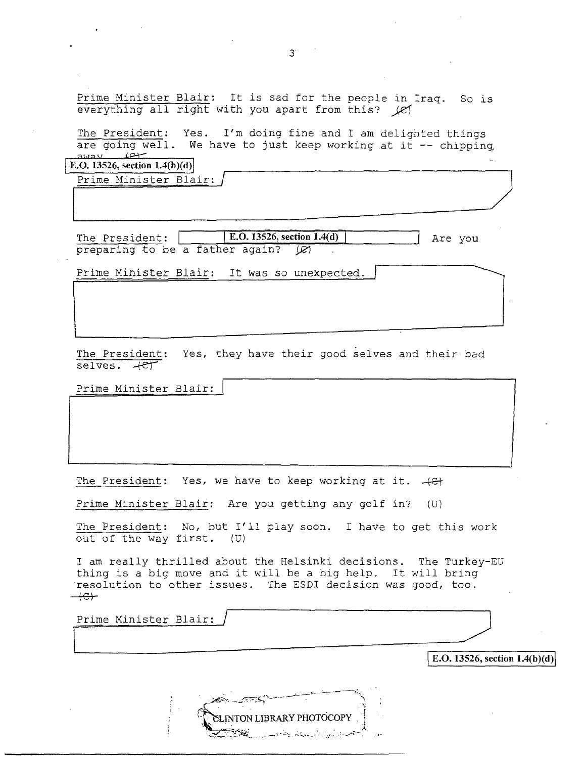Prime Minister Blair: It is sad for the people in Iraq. So is everything all right with you apart from this? (C)

The President: Yes. I'm doing fine and I am delighted things are going well. We have to just keep working at it -- chipping away. (C)

E.O. 13526, section 1.4(b)(d)

Prime Minister Blair:

The President: E.O. 13526, section 1.4(d) Are you preparing to be a father again? (C)

Prime Minister Blair: It was so unexpected.

The President: Yes, they have their good selves and their bad selves. (C)

Prime Minister Blair:

The President: Yes, we have to keep working at it. (C)

Prime Minister Blair: Are you getting any golf in? (U)

The President: No, but I'll play soon. I have to get this work out of the way first. (U)

I am really thrilled about the Helsinki decisions. The Turkey-EU thing is a big move and it will be a big help. It will bring resolution to other issues. The ESDI decision was good, too. (C)

Prime Minister Blair:

E.O. 13526, section 1.4(b)(d)

CLINTON LIBRARY PHOTOCOPY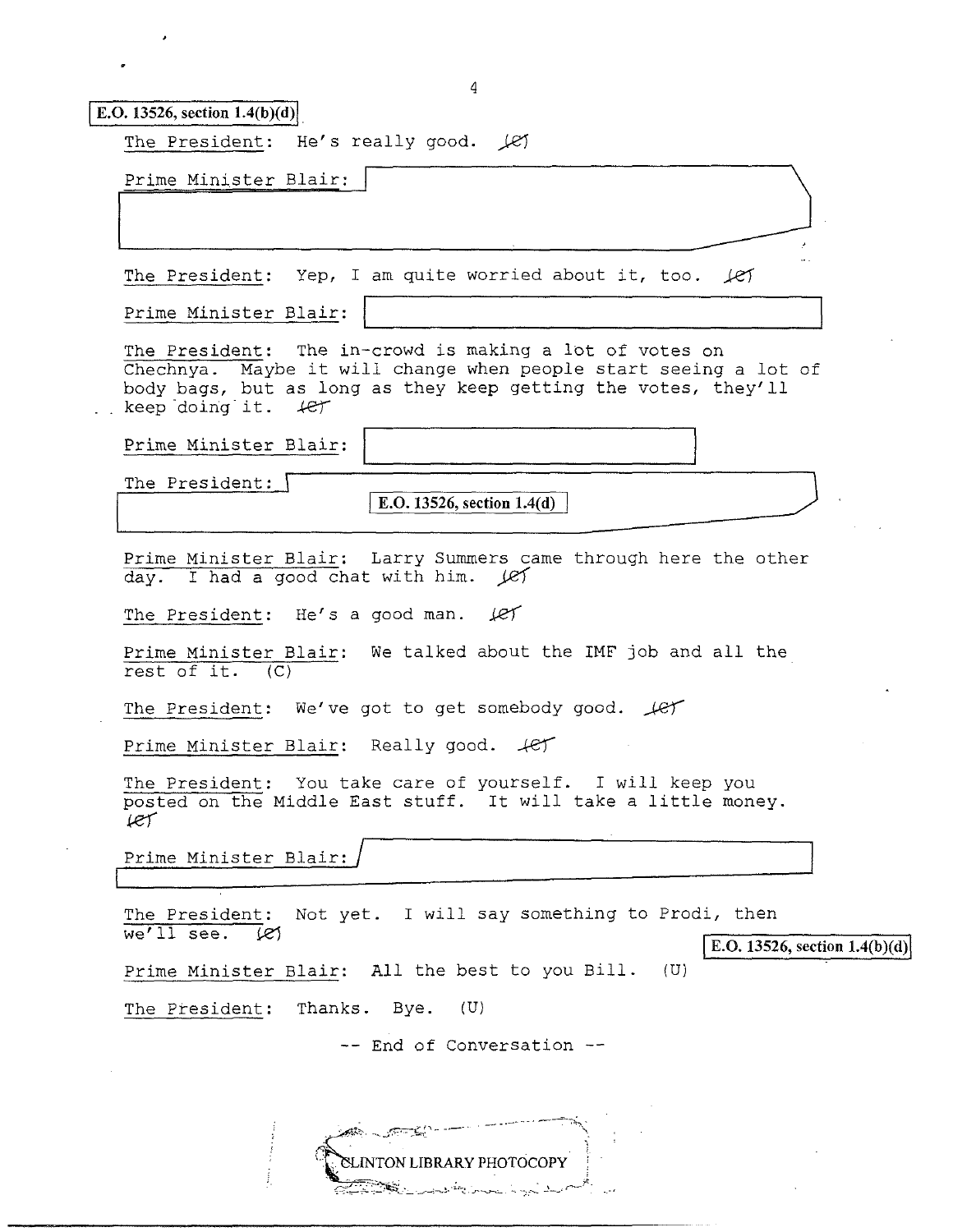E.O. 13526, section 1.4(b)(d)

The President: He's really good. (C)

Prime Minister Blair:

The President: Yep, I am quite worried about it, too. (C)

Prime Minister Blair:

The President: The in-crowd is making a lot of votes on Chechnya. Maybe it will change when people start seeing a lot of body bags, but as long as they keep getting the votes, they'll keep doing it. (C)

Prime Minister Blair:

The President:

E.O. 13526, section 1.4(d)

Prime Minister Blair: Larry Summers came through here the other day. I had a good chat with him. (C)

The President: He's a good man. (C)

Prime Minister Blair: We talked about the IMF job and all the rest of it. (C)

The President: We've got to get somebody good. (C)

Prime Minister Blair: Really good. (C)

The President: You take care of yourself. I will keep you posted on the Middle East stuff. It will take a little money. (C)

Prime Minister Blair:

The President: Not yet. I will say something to Prodi, then we'll see. (C)

E.O. 13526, section 1.4(b)(d)

Prime Minister Blair: All the best to you Bill. (U)

The President: Thanks. Bye. (U)

-- End of Conversation --

CLINTON LIBRARY PHOTOCOPY